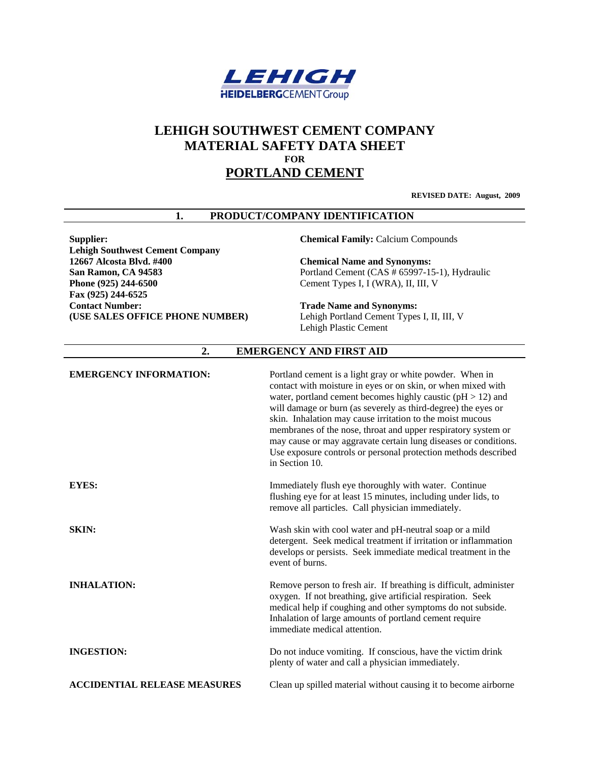# LEHIGH SOUTHWEST CEMENT COMPANY
# MATERIAL SAFETY DATA SHEET
**FOR**
# PORTLAND CEMENT

**REVISED DATE: August, 2009**

## 1. PRODUCT/COMPANY IDENTIFICATION

**Supplier:**
**Lehigh Southwest Cement Company**
**12667 Alcosta Blvd. #400**
**San Ramon, CA 94583**
**Phone (925) 244-6500**
**Fax (925) 244-6525**
**Contact Number:**
**(USE SALES OFFICE PHONE NUMBER)**

**Chemical Family:** Calcium Compounds

**Chemical Name and Synonyms:**
Portland Cement (CAS # 65997-15-1), Hydraulic Cement Types I, I (WRA), II, III, V

**Trade Name and Synonyms:**
Lehigh Portland Cement Types I, II, III, V
Lehigh Plastic Cement

## 2. EMERGENCY AND FIRST AID

**EMERGENCY INFORMATION:**
Portland cement is a light gray or white powder. When in contact with moisture in eyes or on skin, or when mixed with water, portland cement becomes highly caustic (pH > 12) and will damage or burn (as severely as third-degree) the eyes or skin. Inhalation may cause irritation to the moist mucous membranes of the nose, throat and upper respiratory system or may cause or may aggravate certain lung diseases or conditions. Use exposure controls or personal protection methods described in Section 10.

**EYES:**
Immediately flush eye thoroughly with water. Continue flushing eye for at least 15 minutes, including under lids, to remove all particles. Call physician immediately.

**SKIN:**
Wash skin with cool water and pH-neutral soap or a mild detergent. Seek medical treatment if irritation or inflammation develops or persists. Seek immediate medical treatment in the event of burns.

**INHALATION:**
Remove person to fresh air. If breathing is difficult, administer oxygen. If not breathing, give artificial respiration. Seek medical help if coughing and other symptoms do not subside. Inhalation of large amounts of portland cement require immediate medical attention.

**INGESTION:**
Do not induce vomiting. If conscious, have the victim drink plenty of water and call a physician immediately.

**ACCIDENTIAL RELEASE MEASURES**
Clean up spilled material without causing it to become airborne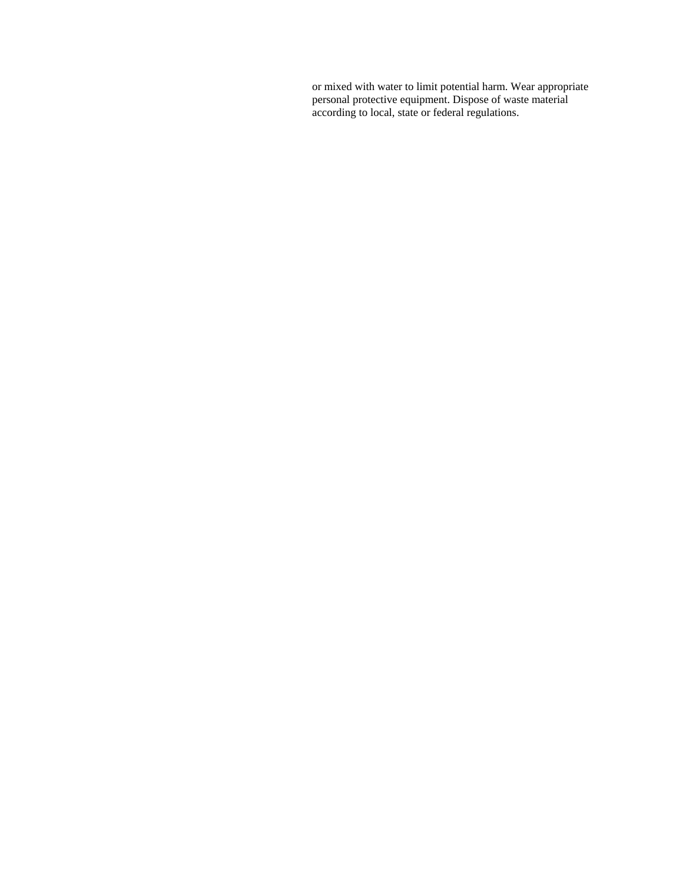or mixed with water to limit potential harm. Wear appropriate personal protective equipment. Dispose of waste material according to local, state or federal regulations.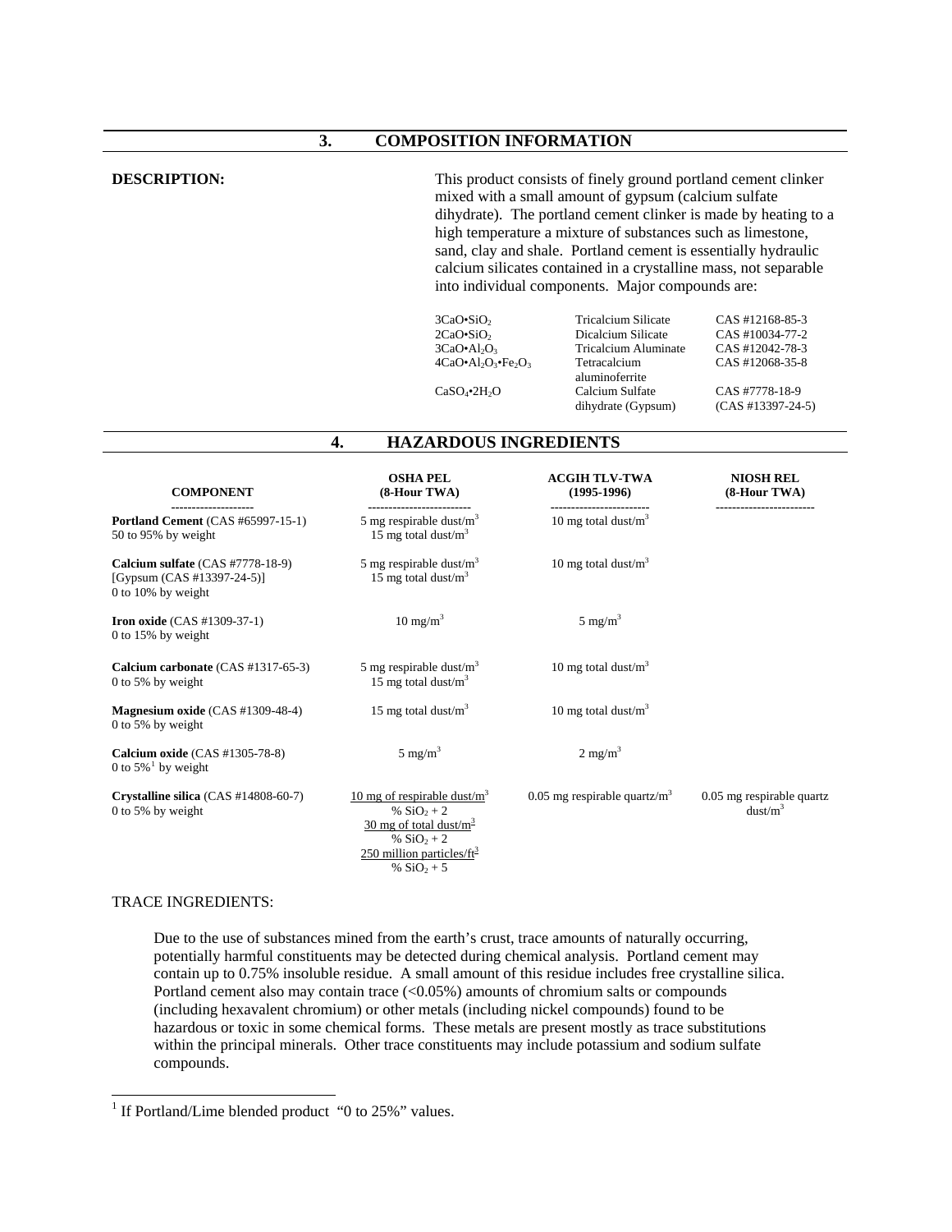## 3. COMPOSITION INFORMATION

**DESCRIPTION:**

This product consists of finely ground portland cement clinker mixed with a small amount of gypsum (calcium sulfate dihydrate). The portland cement clinker is made by heating to a high temperature a mixture of substances such as limestone, sand, clay and shale. Portland cement is essentially hydraulic calcium silicates contained in a crystalline mass, not separable into individual components. Major compounds are:

| | | |
|---|---|---|
| $3CaO \bullet SiO_2$ | Tricalcium Silicate | CAS #12168-85-3 |
| $2CaO \bullet SiO_2$ | Dicalcium Silicate | CAS #10034-77-2 |
| $3CaO \bullet Al_2O_3$ | Tricalcium Aluminate | CAS #12042-78-3 |
| $4CaO \bullet Al_2O_3 \bullet Fe_2O_3$ | Tetracalcium aluminoferrite | CAS #12068-35-8 |
| $CaSO_4 \bullet 2H_2O$ | Calcium Sulfate dihydrate (Gypsum) | CAS #7778-18-9 (CAS #13397-24-5) |

## 4. HAZARDOUS INGREDIENTS

| COMPONENT | OSHA PEL (8-Hour TWA) | ACGIH TLV-TWA (1995-1996) | NIOSH REL (8-Hour TWA) |
|---|---|---|---|
| **Portland Cement** (CAS #65997-15-1) 50 to 95% by weight | 5 mg respirable dust/m$^3$ 15 mg total dust/m$^3$ | 10 mg total dust/m$^3$ | |
| **Calcium sulfate** (CAS #7778-18-9) [Gypsum (CAS #13397-24-5)] 0 to 10% by weight | 5 mg respirable dust/m$^3$ 15 mg total dust/m$^3$ | 10 mg total dust/m$^3$ | |
| **Iron oxide** (CAS #1309-37-1) 0 to 15% by weight | 10 mg/m$^3$ | 5 mg/m$^3$ | |
| **Calcium carbonate** (CAS #1317-65-3) 0 to 5% by weight | 5 mg respirable dust/m$^3$ 15 mg total dust/m$^3$ | 10 mg total dust/m$^3$ | |
| **Magnesium oxide** (CAS #1309-48-4) 0 to 5% by weight | 15 mg total dust/m$^3$ | 10 mg total dust/m$^3$ | |
| **Calcium oxide** (CAS #1305-78-8) 0 to 5%[1] by weight | 5 mg/m$^3$ | 2 mg/m$^3$ | |
| **Crystalline silica** (CAS #14808-60-7) 0 to 5% by weight | $\frac{10 \text{ mg of respirable dust/m}^3}{\% SiO_2 + 2}$ $\frac{30 \text{ mg of total dust/m}^3}{\% SiO_2 + 2}$ $\frac{250 \text{ million particles/ft}^3}{\% SiO_2 + 5}$ | 0.05 mg respirable quartz/m$^3$ | 0.05 mg respirable quartz dust/m$^3$ |

TRACE INGREDIENTS:

Due to the use of substances mined from the earth's crust, trace amounts of naturally occurring, potentially harmful constituents may be detected during chemical analysis. Portland cement may contain up to 0.75% insoluble residue. A small amount of this residue includes free crystalline silica. Portland cement also may contain trace (<0.05%) amounts of chromium salts or compounds (including hexavalent chromium) or other metals (including nickel compounds) found to be hazardous or toxic in some chemical forms. These metals are present mostly as trace substitutions within the principal minerals. Other trace constituents may include potassium and sodium sulfate compounds.

[1] If Portland/Lime blended product "0 to 25%" values.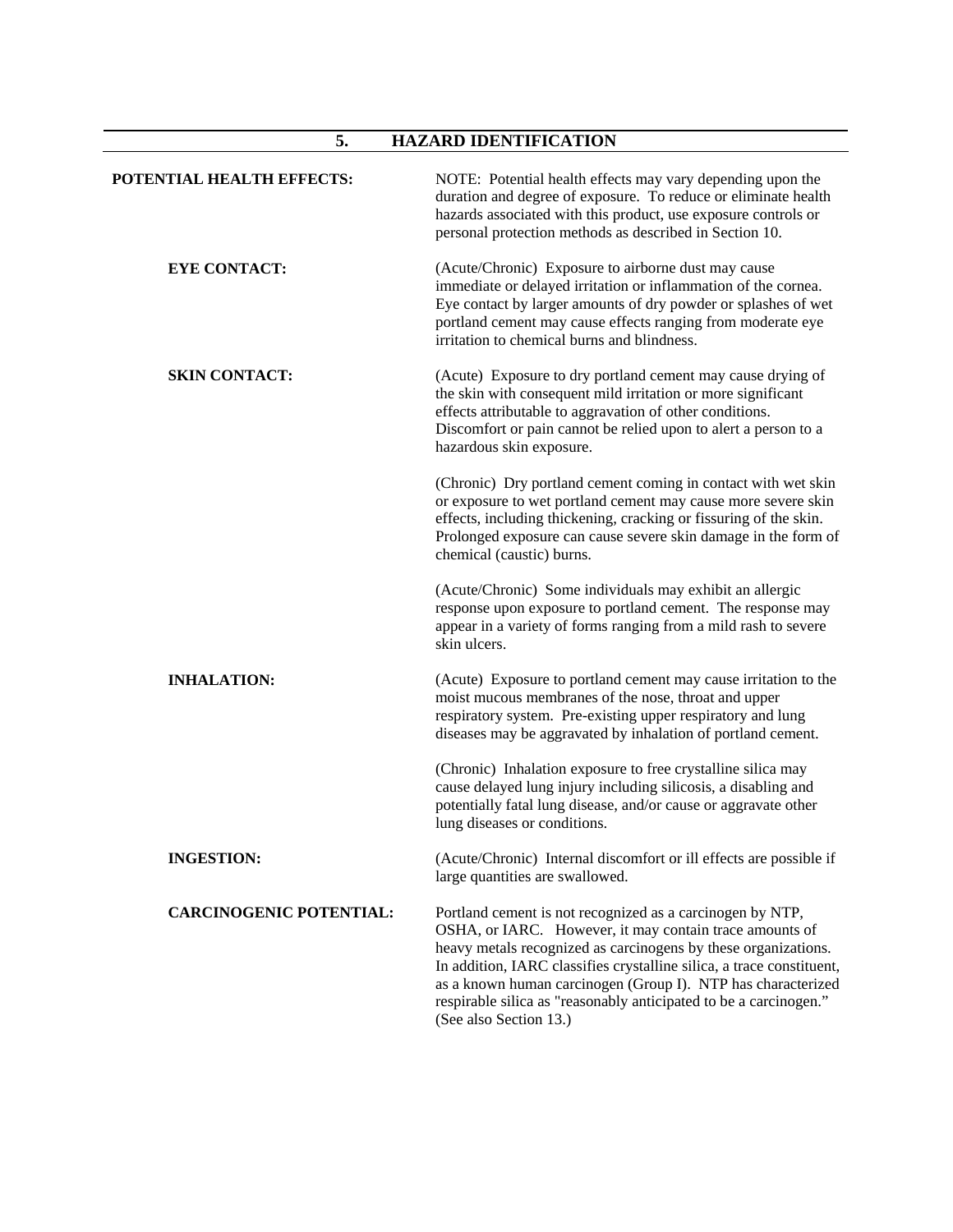## 5. HAZARD IDENTIFICATION

**POTENTIAL HEALTH EFFECTS:**

NOTE: Potential health effects may vary depending upon the duration and degree of exposure. To reduce or eliminate health hazards associated with this product, use exposure controls or personal protection methods as described in Section 10.

**EYE CONTACT:**

(Acute/Chronic) Exposure to airborne dust may cause immediate or delayed irritation or inflammation of the cornea. Eye contact by larger amounts of dry powder or splashes of wet portland cement may cause effects ranging from moderate eye irritation to chemical burns and blindness.

**SKIN CONTACT:**

(Acute) Exposure to dry portland cement may cause drying of the skin with consequent mild irritation or more significant effects attributable to aggravation of other conditions. Discomfort or pain cannot be relied upon to alert a person to a hazardous skin exposure.

(Chronic) Dry portland cement coming in contact with wet skin or exposure to wet portland cement may cause more severe skin effects, including thickening, cracking or fissuring of the skin. Prolonged exposure can cause severe skin damage in the form of chemical (caustic) burns.

(Acute/Chronic) Some individuals may exhibit an allergic response upon exposure to portland cement. The response may appear in a variety of forms ranging from a mild rash to severe skin ulcers.

**INHALATION:**

(Acute) Exposure to portland cement may cause irritation to the moist mucous membranes of the nose, throat and upper respiratory system. Pre-existing upper respiratory and lung diseases may be aggravated by inhalation of portland cement.

(Chronic) Inhalation exposure to free crystalline silica may cause delayed lung injury including silicosis, a disabling and potentially fatal lung disease, and/or cause or aggravate other lung diseases or conditions.

**INGESTION:**

(Acute/Chronic) Internal discomfort or ill effects are possible if large quantities are swallowed.

**CARCINOGENIC POTENTIAL:**

Portland cement is not recognized as a carcinogen by NTP, OSHA, or IARC. However, it may contain trace amounts of heavy metals recognized as carcinogens by these organizations. In addition, IARC classifies crystalline silica, a trace constituent, as a known human carcinogen (Group I). NTP has characterized respirable silica as "reasonably anticipated to be a carcinogen." (See also Section 13.)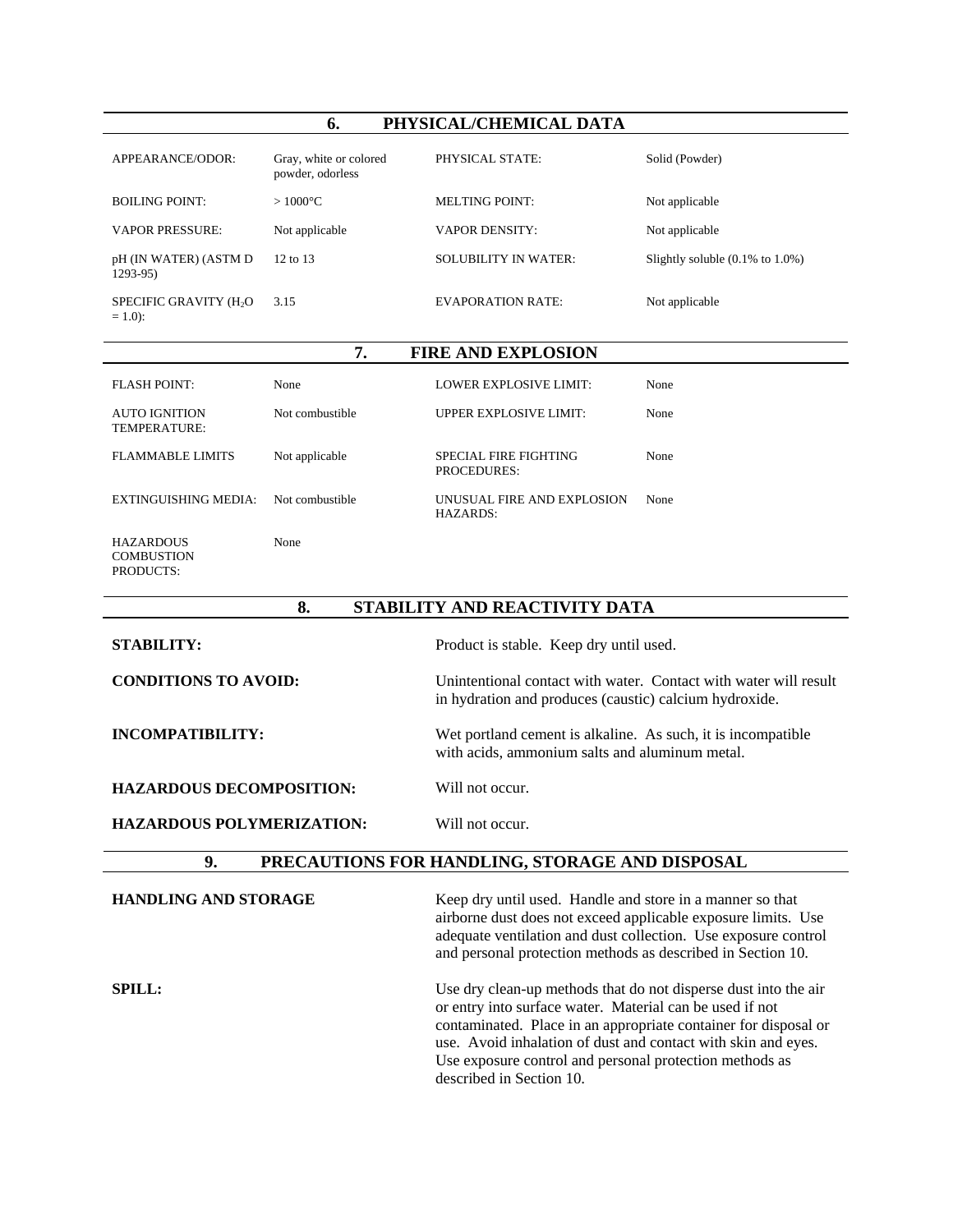## 6. PHYSICAL/CHEMICAL DATA

| | | | |
|---|---|---|---|
| APPEARANCE/ODOR: | Gray, white or colored powder, odorless | PHYSICAL STATE: | Solid (Powder) |
| BOILING POINT: | > 1000°C | MELTING POINT: | Not applicable |
| VAPOR PRESSURE: | Not applicable | VAPOR DENSITY: | Not applicable |
| pH (IN WATER) (ASTM D 1293-95) | 12 to 13 | SOLUBILITY IN WATER: | Slightly soluble (0.1% to 1.0%) |
| SPECIFIC GRAVITY ($H_2O$ = 1.0): | 3.15 | EVAPORATION RATE: | Not applicable |

## 7. FIRE AND EXPLOSION

| | | | |
|---|---|---|---|
| FLASH POINT: | None | LOWER EXPLOSIVE LIMIT: | None |
| AUTO IGNITION TEMPERATURE: | Not combustible | UPPER EXPLOSIVE LIMIT: | None |
| FLAMMABLE LIMITS | Not applicable | SPECIAL FIRE FIGHTING PROCEDURES: | None |
| EXTINGUISHING MEDIA: | Not combustible | UNUSUAL FIRE AND EXPLOSION HAZARDS: | None |
| HAZARDOUS COMBUSTION PRODUCTS: | None | | |

## 8. STABILITY AND REACTIVITY DATA

**STABILITY:** Product is stable. Keep dry until used.

**CONDITIONS TO AVOID:** Unintentional contact with water. Contact with water will result in hydration and produces (caustic) calcium hydroxide.

**INCOMPATIBILITY:** Wet portland cement is alkaline. As such, it is incompatible with acids, ammonium salts and aluminum metal.

**HAZARDOUS DECOMPOSITION:** Will not occur.

**HAZARDOUS POLYMERIZATION:** Will not occur.

## 9. PRECAUTIONS FOR HANDLING, STORAGE AND DISPOSAL

**HANDLING AND STORAGE** Keep dry until used. Handle and store in a manner so that airborne dust does not exceed applicable exposure limits. Use adequate ventilation and dust collection. Use exposure control and personal protection methods as described in Section 10.

**SPILL:** Use dry clean-up methods that do not disperse dust into the air or entry into surface water. Material can be used if not contaminated. Place in an appropriate container for disposal or use. Avoid inhalation of dust and contact with skin and eyes. Use exposure control and personal protection methods as described in Section 10.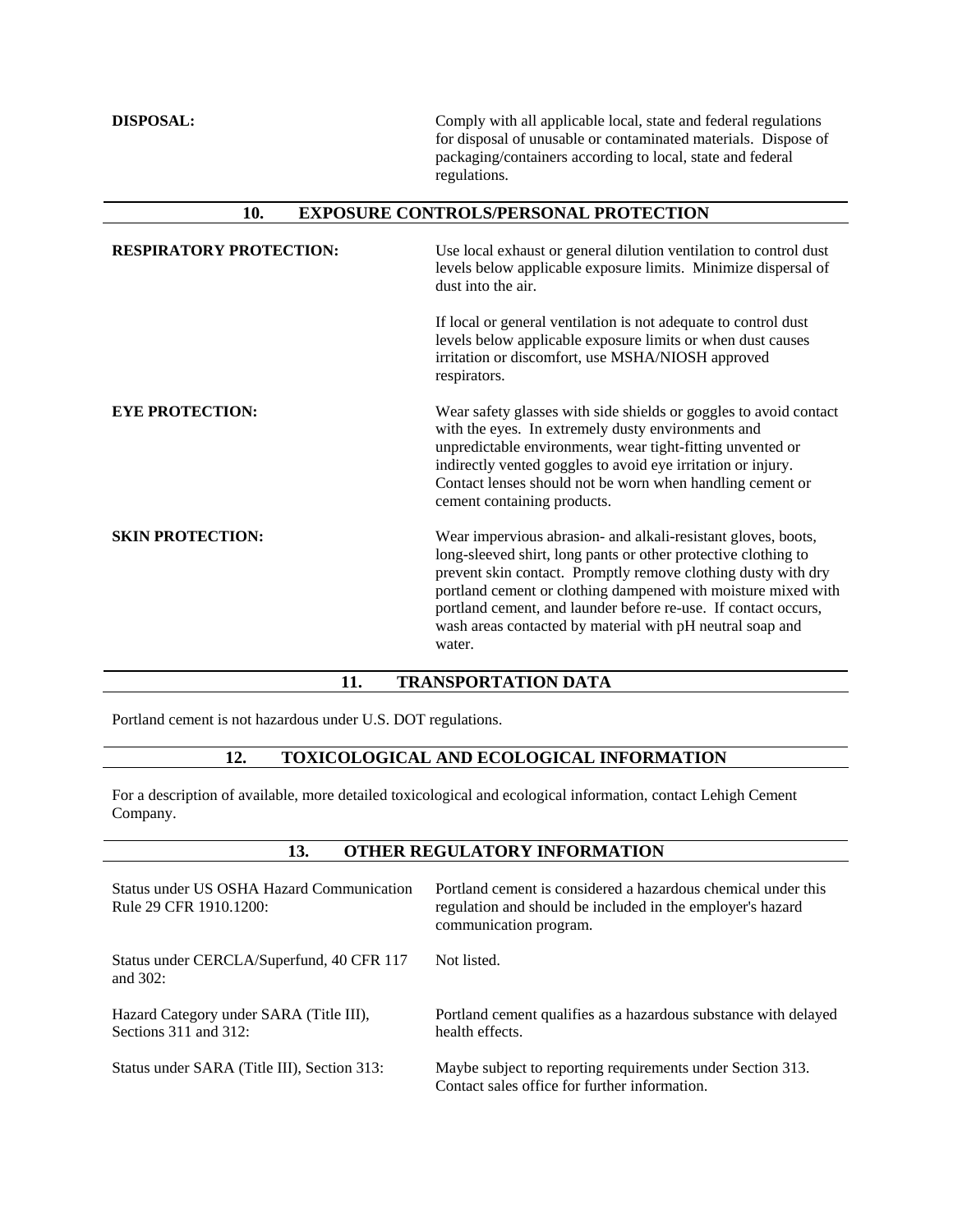**DISPOSAL:** Comply with all applicable local, state and federal regulations for disposal of unusable or contaminated materials. Dispose of packaging/containers according to local, state and federal regulations.

## 10. EXPOSURE CONTROLS/PERSONAL PROTECTION

**RESPIRATORY PROTECTION:** Use local exhaust or general dilution ventilation to control dust levels below applicable exposure limits. Minimize dispersal of dust into the air.

If local or general ventilation is not adequate to control dust levels below applicable exposure limits or when dust causes irritation or discomfort, use MSHA/NIOSH approved respirators.

**EYE PROTECTION:** Wear safety glasses with side shields or goggles to avoid contact with the eyes. In extremely dusty environments and unpredictable environments, wear tight-fitting unvented or indirectly vented goggles to avoid eye irritation or injury. Contact lenses should not be worn when handling cement or cement containing products.

**SKIN PROTECTION:** Wear impervious abrasion- and alkali-resistant gloves, boots, long-sleeved shirt, long pants or other protective clothing to prevent skin contact. Promptly remove clothing dusty with dry portland cement or clothing dampened with moisture mixed with portland cement, and launder before re-use. If contact occurs, wash areas contacted by material with pH neutral soap and water.

## 11. TRANSPORTATION DATA

Portland cement is not hazardous under U.S. DOT regulations.

## 12. TOXICOLOGICAL AND ECOLOGICAL INFORMATION

For a description of available, more detailed toxicological and ecological information, contact Lehigh Cement Company.

## 13. OTHER REGULATORY INFORMATION

| | |
|---|---|
| Status under US OSHA Hazard Communication Rule 29 CFR 1910.1200: | Portland cement is considered a hazardous chemical under this regulation and should be included in the employer's hazard communication program. |
| Status under CERCLA/Superfund, 40 CFR 117 and 302: | Not listed. |
| Hazard Category under SARA (Title III), Sections 311 and 312: | Portland cement qualifies as a hazardous substance with delayed health effects. |
| Status under SARA (Title III), Section 313: | Maybe subject to reporting requirements under Section 313. Contact sales office for further information. |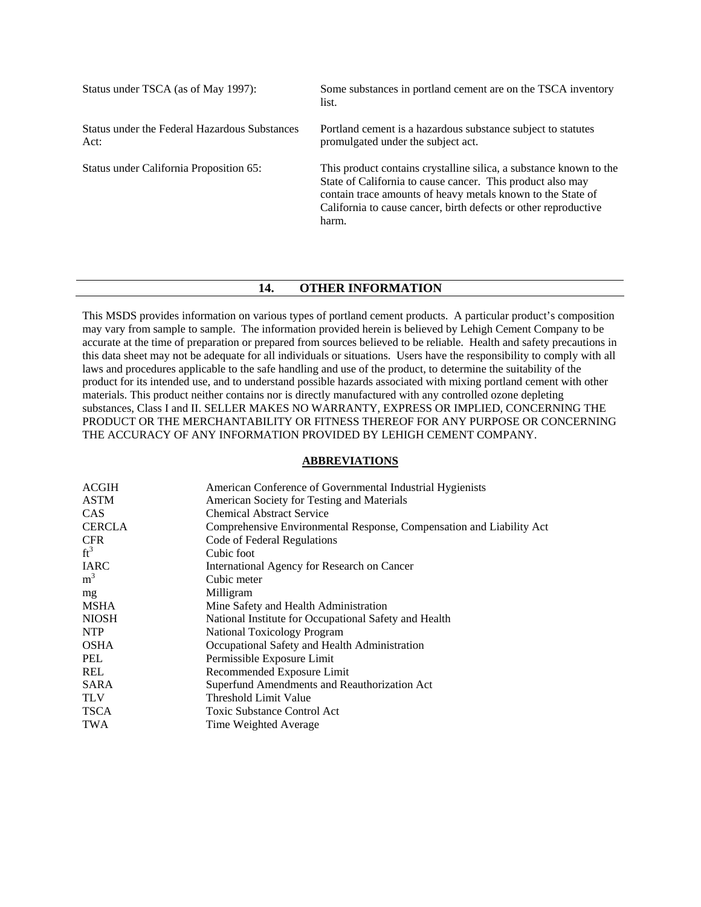| | |
|---|---|
| Status under TSCA (as of May 1997): | Some substances in portland cement are on the TSCA inventory list. |
| Status under the Federal Hazardous Substances Act: | Portland cement is a hazardous substance subject to statutes promulgated under the subject act. |
| Status under California Proposition 65: | This product contains crystalline silica, a substance known to the State of California to cause cancer. This product also may contain trace amounts of heavy metals known to the State of California to cause cancer, birth defects or other reproductive harm. |

## 14. OTHER INFORMATION

This MSDS provides information on various types of portland cement products. A particular product's composition may vary from sample to sample. The information provided herein is believed by Lehigh Cement Company to be accurate at the time of preparation or prepared from sources believed to be reliable. Health and safety precautions in this data sheet may not be adequate for all individuals or situations. Users have the responsibility to comply with all laws and procedures applicable to the safe handling and use of the product, to determine the suitability of the product for its intended use, and to understand possible hazards associated with mixing portland cement with other materials. This product neither contains nor is directly manufactured with any controlled ozone depleting substances, Class I and II. SELLER MAKES NO WARRANTY, EXPRESS OR IMPLIED, CONCERNING THE PRODUCT OR THE MERCHANTABILITY OR FITNESS THEREOF FOR ANY PURPOSE OR CONCERNING THE ACCURACY OF ANY INFORMATION PROVIDED BY LEHIGH CEMENT COMPANY.

### ABBREVIATIONS

| | |
|---|---|
| ACGIH | American Conference of Governmental Industrial Hygienists |
| ASTM | American Society for Testing and Materials |
| CAS | Chemical Abstract Service |
| CERCLA | Comprehensive Environmental Response, Compensation and Liability Act |
| CFR | Code of Federal Regulations |
| $ft^3$ | Cubic foot |
| IARC | International Agency for Research on Cancer |
| $m^3$ | Cubic meter |
| mg | Milligram |
| MSHA | Mine Safety and Health Administration |
| NIOSH | National Institute for Occupational Safety and Health |
| NTP | National Toxicology Program |
| OSHA | Occupational Safety and Health Administration |
| PEL | Permissible Exposure Limit |
| REL | Recommended Exposure Limit |
| SARA | Superfund Amendments and Reauthorization Act |
| TLV | Threshold Limit Value |
| TSCA | Toxic Substance Control Act |
| TWA | Time Weighted Average |